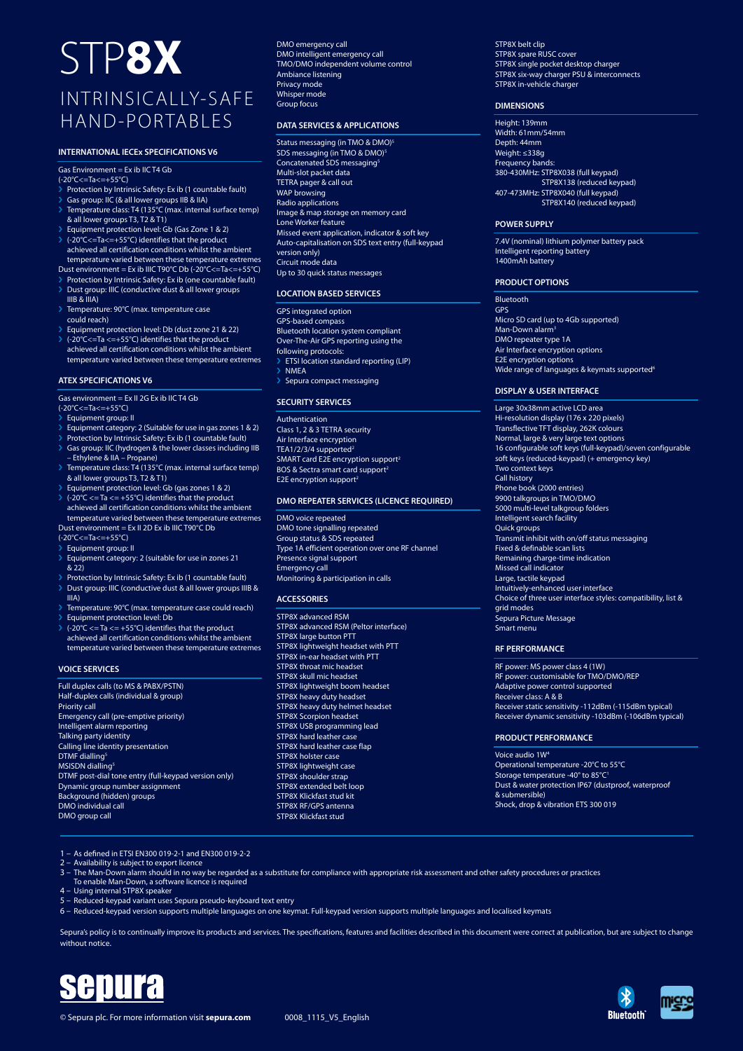# STP8X

## INTRINSICALLY-SAFE HAND-PORTABLES

### INTERNATIONAL IECEx SPECIFICATIONS V6

Gas Environment = Ex ib IIC T4 Gb (-20°C<=Ta<=+55°C)

- Protection by Intrinsic Safety: Ex ib (1 countable fault)
- Gas group: IIC (& all lower groups IIB & IIA)
- Temperature class: T4 (135°C (max. internal surface temp) & all lower groups T3, T2 & T1)
- Equipment protection level: Gb (Gas Zone 1 & 2)
- (-20°C<=Ta<=+55°C) identifies that the product achieved all certification conditions whilst the ambient temperature varied between these temperature extremes

Dust environment = Ex ib IIIC T90°C Db (-20°C<=Ta<=+55°C)

- Protection by Intrinsic Safety: Ex ib (one countable fault)
- Dust group: IIIC (conductive dust & all lower groups IIIB & IIIA)
- Temperature: 90°C (max. temperature case could reach)
- Equipment protection level: Db (dust zone 21 & 22)
- (-20°C<=Ta <=+55°C) identifies that the product achieved all certification conditions whilst the ambient temperature varied between these temperature extremes

### ATEX SPECIFICATIONS V6

Gas environment = Ex II 2G Ex ib IIC T4 Gb (-20°C<=Ta<=+55°C)

- Equipment group: II
- Equipment category: 2 (Suitable for use in gas zones 1 & 2)
- Protection by Intrinsic Safety: Ex ib (1 countable fault)
- Gas group: IIC (hydrogen & the lower classes including IIB – Ethylene & IIA – Propane)
- Temperature class: T4 (135°C (max. internal surface temp) & all lower groups T3, T2 & T1)
- Equipment protection level: Gb (gas zones 1 & 2)
- (-20°C <= Ta <= +55°C) identifies that the product achieved all certification conditions whilst the ambient temperature varied between these temperature extremes

Dust environment = Ex II 2D Ex ib IIIC T90°C Db (-20°C<=Ta<=+55°C)

- Equipment group: II
- Equipment category: 2 (suitable for use in zones 21 & 22)
- Protection by Intrinsic Safety: Ex ib (1 countable fault)
- Dust group: IIIC (conductive dust & all lower groups IIIB & IIIA)
- Temperature: 90°C (max. temperature case could reach)
- Equipment protection level: Db
- (-20°C <= Ta <= +55°C) identifies that the product achieved all certification conditions whilst the ambient temperature varied between these temperature extremes

### VOICE SERVICES

Full duplex calls (to MS & PABX/PSTN)
Half-duplex calls (individual & group)
Priority call
Emergency call (pre-emptive priority)
Intelligent alarm reporting
Talking party identity
Calling line identity presentation
DTMF dialling[5]
MSISDN dialling[5]
DTMF post-dial tone entry (full-keypad version only)
Dynamic group number assignment
Background (hidden) groups
DMO individual call
DMO group call
DMO emergency call
DMO intelligent emergency call
TMO/DMO independent volume control
Ambiance listening
Privacy mode
Whisper mode
Group focus

### DATA SERVICES & APPLICATIONS

Status messaging (in TMO & DMO)[5]
SDS messaging (in TMO & DMO)[5]
Concatenated SDS messaging[5]
Multi-slot packet data
TETRA pager & call out
WAP browsing
Radio applications
Image & map storage on memory card
Lone Worker feature
Missed event application, indicator & soft key
Auto-capitalisation on SDS text entry (full-keypad version only)
Circuit mode data
Up to 30 quick status messages

### LOCATION BASED SERVICES

GPS integrated option
GPS-based compass
Bluetooth location system compliant
Over-The-Air GPS reporting using the following protocols:

- ETSI location standard reporting (LIP)
- NMEA
- Sepura compact messaging

### SECURITY SERVICES

Authentication
Class 1, 2 & 3 TETRA security
Air Interface encryption
TEA1/2/3/4 supported[2]
SMART card E2E encryption support[2]
BOS & Sectra smart card support[2]
E2E encryption support[2]

### DMO REPEATER SERVICES (LICENCE REQUIRED)

DMO voice repeated
DMO tone signalling repeated
Group status & SDS repeated
Type 1A efficient operation over one RF channel
Presence signal support
Emergency call
Monitoring & participation in calls

### ACCESSORIES

STP8X advanced RSM
STP8X advanced RSM (Peltor interface)
STP8X large button PTT
STP8X lightweight headset with PTT
STP8X in-ear headset with PTT
STP8X throat mic headset
STP8X skull mic headset
STP8X lightweight boom headset
STP8X heavy duty headset
STP8X heavy duty helmet headset
STP8X Scorpion headset
STP8X USB programming lead
STP8X hard leather case
STP8X hard leather case flap
STP8X holster case
STP8X lightweight case
STP8X shoulder strap
STP8X extended belt loop
STP8X Klickfast stud kit
STP8X RF/GPS antenna
STP8X Klickfast stud
STP8X belt clip
STP8X spare RUSC cover
STP8X single pocket desktop charger
STP8X six-way charger PSU & interconnects
STP8X in-vehicle charger

### DIMENSIONS

Height: 139mm
Width: 61mm/54mm
Depth: 44mm
Weight: ≤338g
Frequency bands:
380-430MHz: STP8X038 (full keypad)
STP8X138 (reduced keypad)
407-473MHz: STP8X040 (full keypad)
STP8X140 (reduced keypad)

### POWER SUPPLY

7.4V (nominal) lithium polymer battery pack
Intelligent reporting battery
1400mAh battery

### PRODUCT OPTIONS

Bluetooth
GPS
Micro SD card (up to 4Gb supported)
Man-Down alarm[3]
DMO repeater type 1A
Air Interface encryption options
E2E encryption options
Wide range of languages & keymats supported[6]

### DISPLAY & USER INTERFACE

Large 30x38mm active LCD area
Hi-resolution display (176 x 220 pixels)
Transflective TFT display, 262K colours
Normal, large & very large text options
16 configurable soft keys (full-keypad)/seven configurable soft keys (reduced-keypad) (+ emergency key)
Two context keys
Call history
Phone book (2000 entries)
9900 talkgroups in TMO/DMO
5000 multi-level talkgroup folders
Intelligent search facility
Quick groups
Transmit inhibit with on/off status messaging
Fixed & definable scan lists
Remaining charge-time indication
Missed call indicator
Large, tactile keypad
Intuitively-enhanced user interface
Choice of three user interface styles: compatibility, list & grid modes
Sepura Picture Message
Smart menu

### RF PERFORMANCE

RF power: MS power class 4 (1W)
RF power: customisable for TMO/DMO/REP
Adaptive power control supported
Receiver class: A & B
Receiver static sensitivity -112dBm (-115dBm typical)
Receiver dynamic sensitivity -103dBm (-106dBm typical)

### PRODUCT PERFORMANCE

Voice audio 1W[4]
Operational temperature -20°C to 55°C
Storage temperature -40° to 85°C[1]
Dust & water protection IP67 (dustproof, waterproof & submersible)
Shock, drop & vibration ETS 300 019

---

1 – As defined in ETSI EN300 019-2-1 and EN300 019-2-2
2 – Availability is subject to export licence
3 – The Man-Down alarm should in no way be regarded as a substitute for compliance with appropriate risk assessment and other safety procedures or practices
To enable Man-Down, a software licence is required
4 – Using internal STP8X speaker
5 – Reduced-keypad variant uses Sepura pseudo-keyboard text entry
6 – Reduced-keypad version supports multiple languages on one keymat. Full-keypad version supports multiple languages and localised keymats

Sepura's policy is to continually improve its products and services. The specifications, features and facilities described in this document were correct at publication, but are subject to change without notice.

sepura

© Sepura plc. For more information visit **sepura.com**    0008_1115_V5_English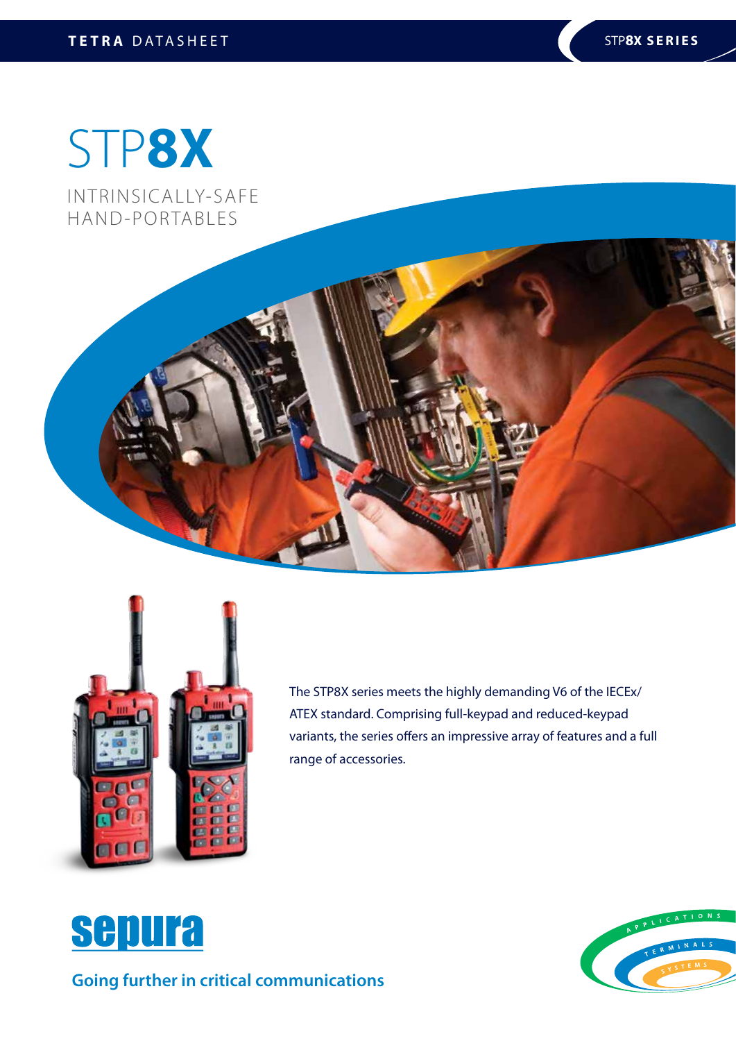# STP8X

## INTRINSICALLY-SAFE HAND-PORTABLES

The STP8X series meets the highly demanding V6 of the IECEx/ATEX standard. Comprising full-keypad and reduced-keypad variants, the series offers an impressive array of features and a full range of accessories.

sepura

Going further in critical communications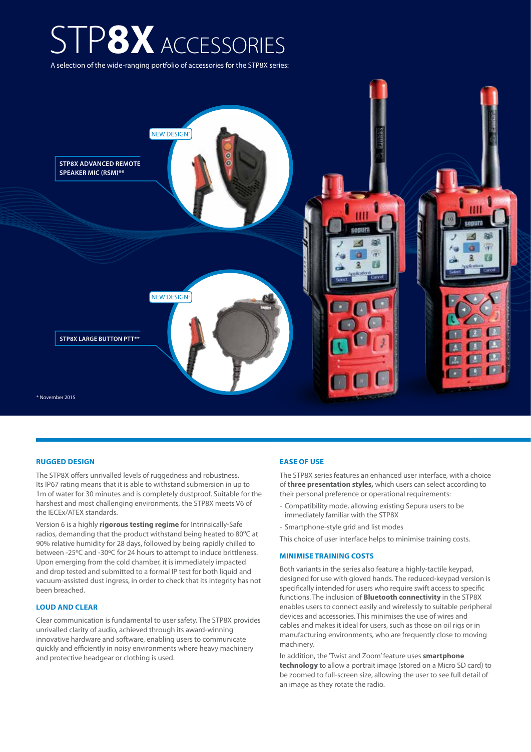# STP**8X** ACCESSORIES

A selection of the wide-ranging portfolio of accessories for the STP8X series:

NEW DESIGN*

**STP8X ADVANCED REMOTE SPEAKER MIC (RSM)****

NEW DESIGN*

**STP8X LARGE BUTTON PTT****

* November 2015

## RUGGED DESIGN

The STP8X offers unrivalled levels of ruggedness and robustness. Its IP67 rating means that it is able to withstand submersion in up to 1m of water for 30 minutes and is completely dustproof. Suitable for the harshest and most challenging environments, the STP8X meets V6 of the IECEx/ATEX standards.

Version 6 is a highly **rigorous testing regime** for Intrinsically-Safe radios, demanding that the product withstand being heated to 80°C at 90% relative humidity for 28 days, followed by being rapidly chilled to between -25ºC and -30ºC for 24 hours to attempt to induce brittleness. Upon emerging from the cold chamber, it is immediately impacted and drop tested and submitted to a formal IP test for both liquid and vacuum-assisted dust ingress, in order to check that its integrity has not been breached.

## LOUD AND CLEAR

Clear communication is fundamental to user safety. The STP8X provides unrivalled clarity of audio, achieved through its award-winning innovative hardware and software, enabling users to communicate quickly and efficiently in noisy environments where heavy machinery and protective headgear or clothing is used.

## EASE OF USE

The STP8X series features an enhanced user interface, with a choice of **three presentation styles,** which users can select according to their personal preference or operational requirements:

- Compatibility mode, allowing existing Sepura users to be immediately familiar with the STP8X
- Smartphone-style grid and list modes

This choice of user interface helps to minimise training costs.

## MINIMISE TRAINING COSTS

Both variants in the series also feature a highly-tactile keypad, designed for use with gloved hands. The reduced-keypad version is specifically intended for users who require swift access to specific functions. The inclusion of **Bluetooth connectivity** in the STP8X enables users to connect easily and wirelessly to suitable peripheral devices and accessories. This minimises the use of wires and cables and makes it ideal for users, such as those on oil rigs or in manufacturing environments, who are frequently close to moving machinery.

In addition, the 'Twist and Zoom' feature uses **smartphone technology** to allow a portrait image (stored on a Micro SD card) to be zoomed to full-screen size, allowing the user to see full detail of an image as they rotate the radio.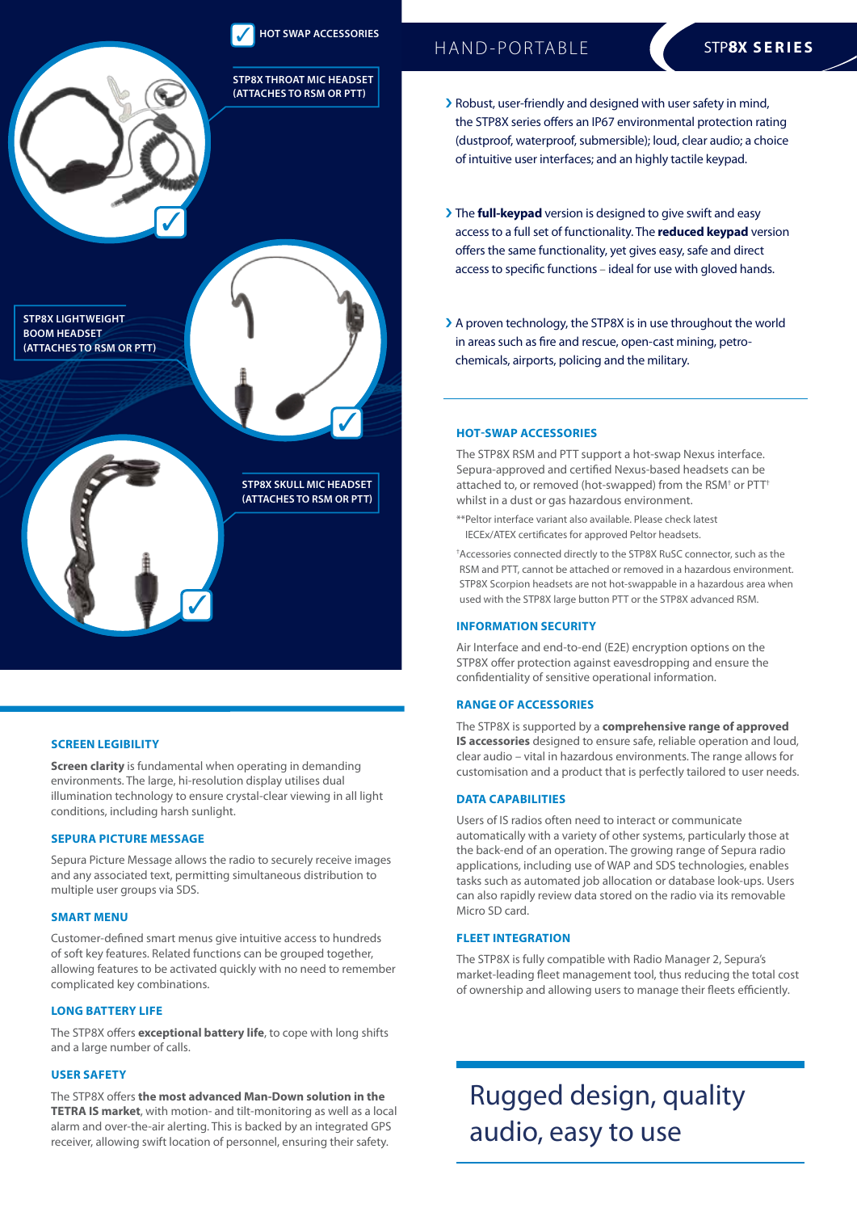HAND-PORTABLE

STP8X SERIES

HOT SWAP ACCESSORIES

STP8X THROAT MIC HEADSET (ATTACHES TO RSM OR PTT)

STP8X LIGHTWEIGHT BOOM HEADSET (ATTACHES TO RSM OR PTT)

STP8X SKULL MIC HEADSET (ATTACHES TO RSM OR PTT)

- Robust, user-friendly and designed with user safety in mind, the STP8X series offers an IP67 environmental protection rating (dustproof, waterproof, submersible); loud, clear audio; a choice of intuitive user interfaces; and an highly tactile keypad.
- The **full-keypad** version is designed to give swift and easy access to a full set of functionality. The **reduced keypad** version offers the same functionality, yet gives easy, safe and direct access to specific functions – ideal for use with gloved hands.
- A proven technology, the STP8X is in use throughout the world in areas such as fire and rescue, open-cast mining, petro-chemicals, airports, policing and the military.

### HOT-SWAP ACCESSORIES

The STP8X RSM and PTT support a hot-swap Nexus interface. Sepura-approved and certified Nexus-based headsets can be attached to, or removed (hot-swapped) from the RSM† or PTT† whilst in a dust or gas hazardous environment.

**Peltor interface variant also available. Please check latest IECEx/ATEX certificates for approved Peltor headsets.

†Accessories connected directly to the STP8X RuSC connector, such as the RSM and PTT, cannot be attached or removed in a hazardous environment. STP8X Scorpion headsets are not hot-swappable in a hazardous area when used with the STP8X large button PTT or the STP8X advanced RSM.

### INFORMATION SECURITY

Air Interface and end-to-end (E2E) encryption options on the STP8X offer protection against eavesdropping and ensure the confidentiality of sensitive operational information.

### RANGE OF ACCESSORIES

The STP8X is supported by a **comprehensive range of approved IS accessories** designed to ensure safe, reliable operation and loud, clear audio – vital in hazardous environments. The range allows for customisation and a product that is perfectly tailored to user needs.

### DATA CAPABILITIES

Users of IS radios often need to interact or communicate automatically with a variety of other systems, particularly those at the back-end of an operation. The growing range of Sepura radio applications, including use of WAP and SDS technologies, enables tasks such as automated job allocation or database look-ups. Users can also rapidly review data stored on the radio via its removable Micro SD card.

### FLEET INTEGRATION

The STP8X is fully compatible with Radio Manager 2, Sepura's market-leading fleet management tool, thus reducing the total cost of ownership and allowing users to manage their fleets efficiently.

### SCREEN LEGIBILITY

**Screen clarity** is fundamental when operating in demanding environments. The large, hi-resolution display utilises dual illumination technology to ensure crystal-clear viewing in all light conditions, including harsh sunlight.

### SEPURA PICTURE MESSAGE

Sepura Picture Message allows the radio to securely receive images and any associated text, permitting simultaneous distribution to multiple user groups via SDS.

### SMART MENU

Customer-defined smart menus give intuitive access to hundreds of soft key features. Related functions can be grouped together, allowing features to be activated quickly with no need to remember complicated key combinations.

### LONG BATTERY LIFE

The STP8X offers **exceptional battery life**, to cope with long shifts and a large number of calls.

### USER SAFETY

The STP8X offers **the most advanced Man-Down solution in the TETRA IS market**, with motion- and tilt-monitoring as well as a local alarm and over-the-air alerting. This is backed by an integrated GPS receiver, allowing swift location of personnel, ensuring their safety.

## Rugged design, quality audio, easy to use